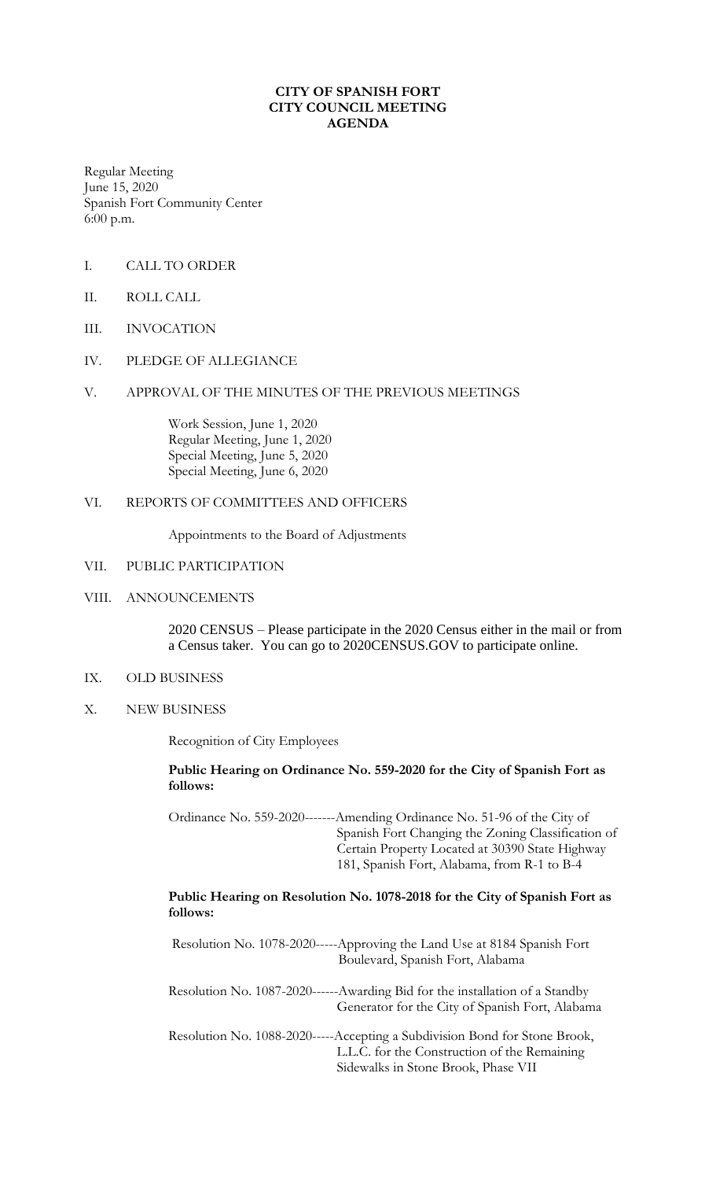# CITY OF SPANISH FORT
## CITY COUNCIL MEETING
## AGENDA

Regular Meeting
June 15, 2020
Spanish Fort Community Center
6:00 p.m.

I. CALL TO ORDER

II. ROLL CALL

III. INVOCATION

IV. PLEDGE OF ALLEGIANCE

V. APPROVAL OF THE MINUTES OF THE PREVIOUS MEETINGS

Work Session, June 1, 2020
Regular Meeting, June 1, 2020
Special Meeting, June 5, 2020
Special Meeting, June 6, 2020

VI. REPORTS OF COMMITTEES AND OFFICERS

Appointments to the Board of Adjustments

VII. PUBLIC PARTICIPATION

VIII. ANNOUNCEMENTS

2020 CENSUS – Please participate in the 2020 Census either in the mail or from a Census taker. You can go to 2020CENSUS.GOV to participate online.

IX. OLD BUSINESS

X. NEW BUSINESS

Recognition of City Employees

**Public Hearing on Ordinance No. 559-2020 for the City of Spanish Fort as follows:**

Ordinance No. 559-2020-------Amending Ordinance No. 51-96 of the City of Spanish Fort Changing the Zoning Classification of Certain Property Located at 30390 State Highway 181, Spanish Fort, Alabama, from R-1 to B-4

**Public Hearing on Resolution No. 1078-2018 for the City of Spanish Fort as follows:**

Resolution No. 1078-2020-----Approving the Land Use at 8184 Spanish Fort Boulevard, Spanish Fort, Alabama

Resolution No. 1087-2020------Awarding Bid for the installation of a Standby Generator for the City of Spanish Fort, Alabama

Resolution No. 1088-2020-----Accepting a Subdivision Bond for Stone Brook, L.L.C. for the Construction of the Remaining Sidewalks in Stone Brook, Phase VII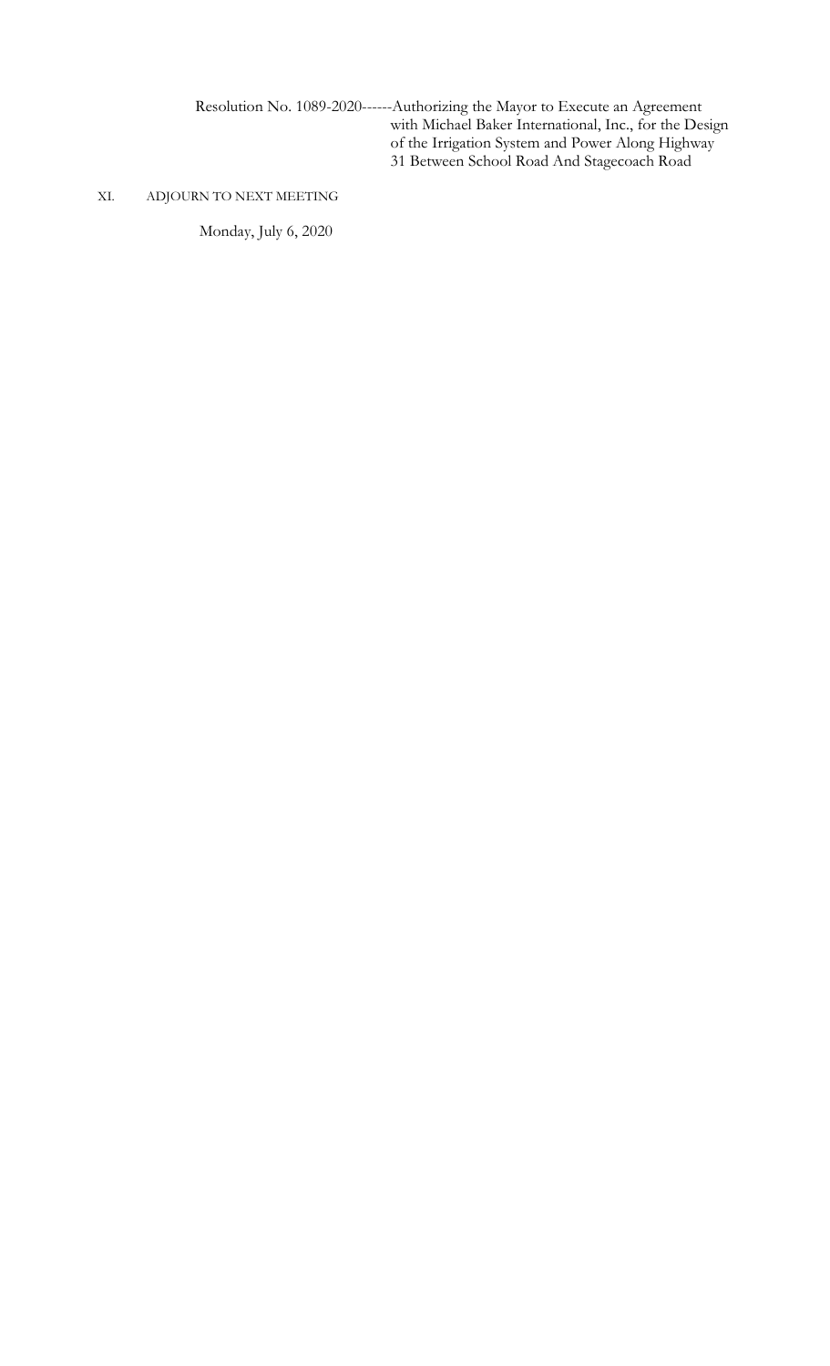Resolution No. 1089-2020------Authorizing the Mayor to Execute an Agreement with Michael Baker International, Inc., for the Design of the Irrigation System and Power Along Highway 31 Between School Road And Stagecoach Road

XI. ADJOURN TO NEXT MEETING

Monday, July 6, 2020